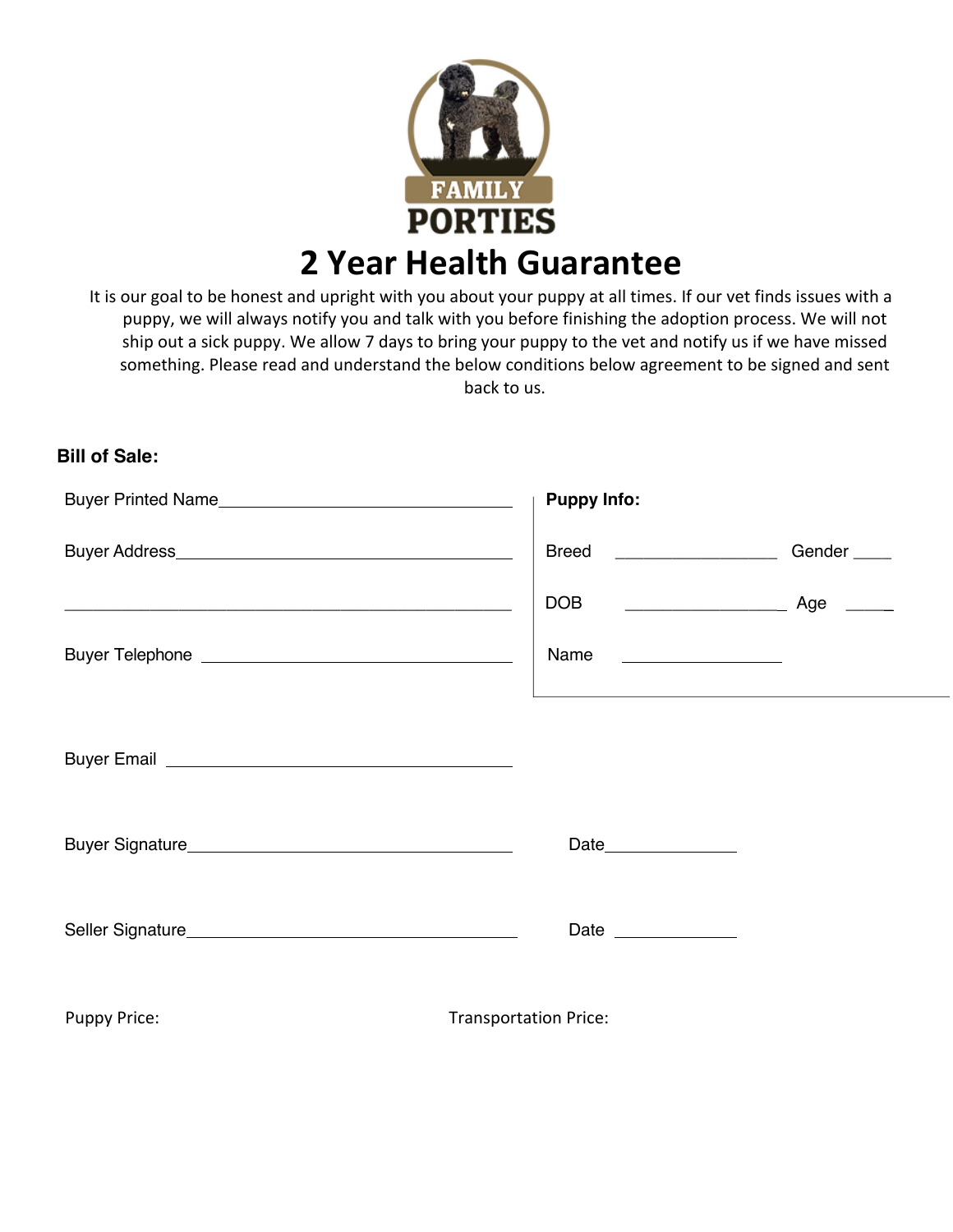FAMILY PORTIES

# 2 Year Health Guarantee

It is our goal to be honest and upright with you about your puppy at all times. If our vet finds issues with a puppy, we will always notify you and talk with you before finishing the adoption process. We will not ship out a sick puppy. We allow 7 days to bring your puppy to the vet and notify us if we have missed something. Please read and understand the below conditions below agreement to be signed and sent back to us.

**Bill of Sale:**

Buyer Printed Name________________________________

Buyer Address________________________________

________________________________

Buyer Telephone ________________________________

**Puppy Info:**

Breed ________________ Gender ____

DOB ________________ Age ____

Name ________________

Buyer Email ________________________________

Buyer Signature________________________________ Date______________

Seller Signature________________________________ Date ______________

Puppy Price: Transportation Price: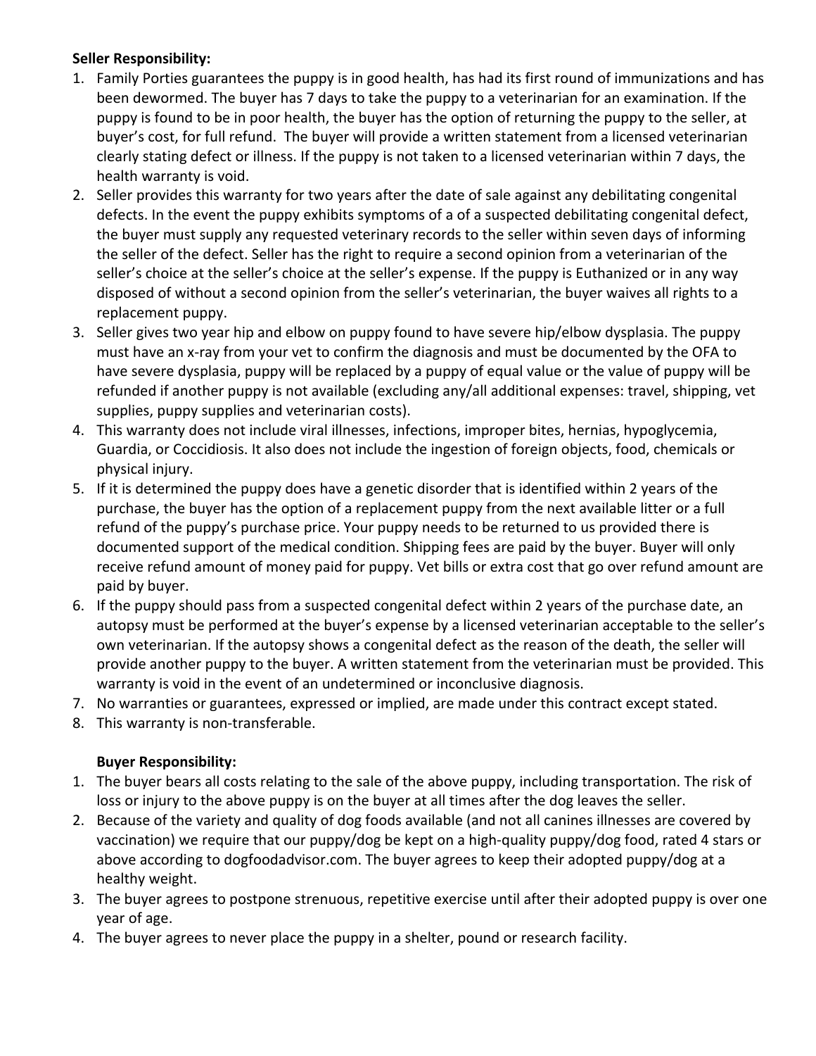**Seller Responsibility:**

1. Family Porties guarantees the puppy is in good health, has had its first round of immunizations and has been dewormed. The buyer has 7 days to take the puppy to a veterinarian for an examination. If the puppy is found to be in poor health, the buyer has the option of returning the puppy to the seller, at buyer's cost, for full refund. The buyer will provide a written statement from a licensed veterinarian clearly stating defect or illness. If the puppy is not taken to a licensed veterinarian within 7 days, the health warranty is void.
2. Seller provides this warranty for two years after the date of sale against any debilitating congenital defects. In the event the puppy exhibits symptoms of a of a suspected debilitating congenital defect, the buyer must supply any requested veterinary records to the seller within seven days of informing the seller of the defect. Seller has the right to require a second opinion from a veterinarian of the seller's choice at the seller's choice at the seller's expense. If the puppy is Euthanized or in any way disposed of without a second opinion from the seller's veterinarian, the buyer waives all rights to a replacement puppy.
3. Seller gives two year hip and elbow on puppy found to have severe hip/elbow dysplasia. The puppy must have an x-ray from your vet to confirm the diagnosis and must be documented by the OFA to have severe dysplasia, puppy will be replaced by a puppy of equal value or the value of puppy will be refunded if another puppy is not available (excluding any/all additional expenses: travel, shipping, vet supplies, puppy supplies and veterinarian costs).
4. This warranty does not include viral illnesses, infections, improper bites, hernias, hypoglycemia, Guardia, or Coccidiosis. It also does not include the ingestion of foreign objects, food, chemicals or physical injury.
5. If it is determined the puppy does have a genetic disorder that is identified within 2 years of the purchase, the buyer has the option of a replacement puppy from the next available litter or a full refund of the puppy's purchase price. Your puppy needs to be returned to us provided there is documented support of the medical condition. Shipping fees are paid by the buyer. Buyer will only receive refund amount of money paid for puppy. Vet bills or extra cost that go over refund amount are paid by buyer.
6. If the puppy should pass from a suspected congenital defect within 2 years of the purchase date, an autopsy must be performed at the buyer's expense by a licensed veterinarian acceptable to the seller's own veterinarian. If the autopsy shows a congenital defect as the reason of the death, the seller will provide another puppy to the buyer. A written statement from the veterinarian must be provided. This warranty is void in the event of an undetermined or inconclusive diagnosis.
7. No warranties or guarantees, expressed or implied, are made under this contract except stated.
8. This warranty is non-transferable.

**Buyer Responsibility:**

1. The buyer bears all costs relating to the sale of the above puppy, including transportation. The risk of loss or injury to the above puppy is on the buyer at all times after the dog leaves the seller.
2. Because of the variety and quality of dog foods available (and not all canines illnesses are covered by vaccination) we require that our puppy/dog be kept on a high-quality puppy/dog food, rated 4 stars or above according to dogfoodadvisor.com. The buyer agrees to keep their adopted puppy/dog at a healthy weight.
3. The buyer agrees to postpone strenuous, repetitive exercise until after their adopted puppy is over one year of age.
4. The buyer agrees to never place the puppy in a shelter, pound or research facility.